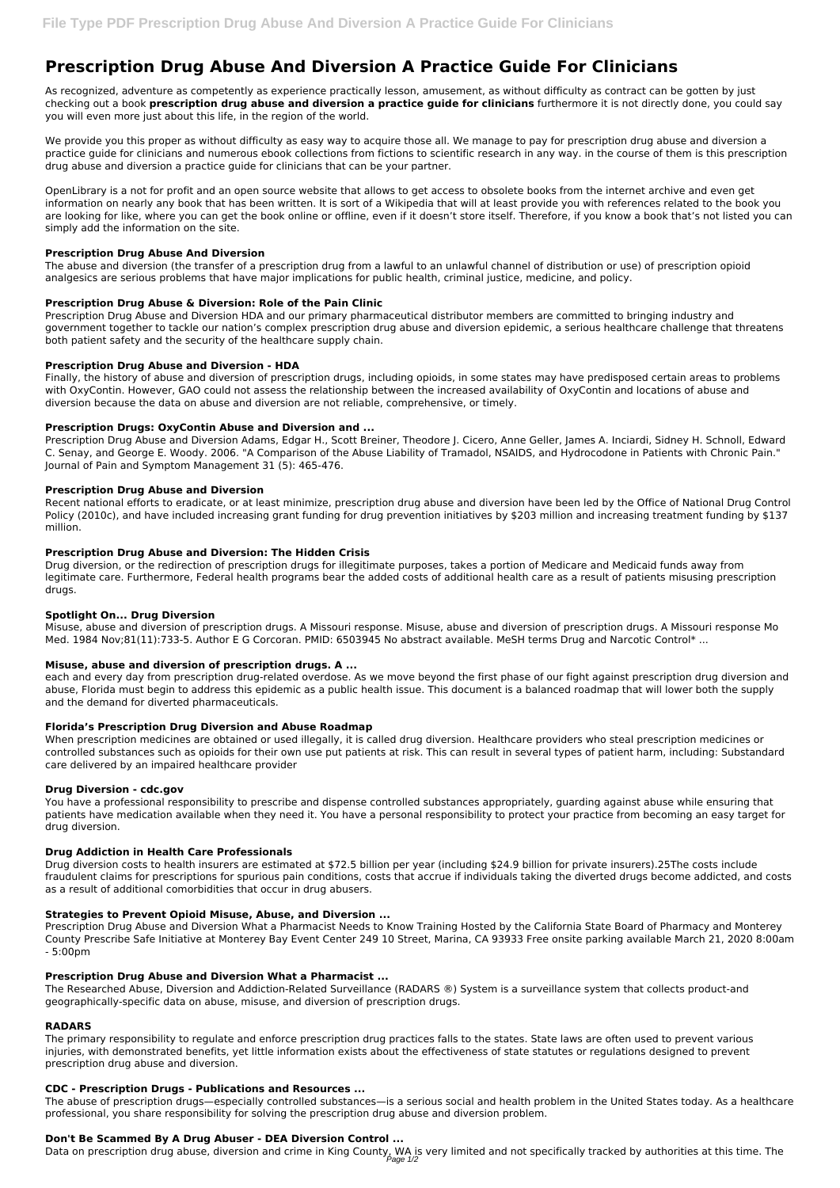# Prescription Drug Abuse And Diversion A Practice Guide For Clinicians

As recognized, adventure as competently as experience practically lesson, amusement, as without difficulty as contract can be gotten by just checking out a book **prescription drug abuse and diversion a practice guide for clinicians** furthermore it is not directly done, you could say you will even more just about this life, in the region of the world.

We provide you this proper as without difficulty as easy way to acquire those all. We manage to pay for prescription drug abuse and diversion a practice guide for clinicians and numerous ebook collections from fictions to scientific research in any way. in the course of them is this prescription drug abuse and diversion a practice guide for clinicians that can be your partner.

OpenLibrary is a not for profit and an open source website that allows to get access to obsolete books from the internet archive and even get information on nearly any book that has been written. It is sort of a Wikipedia that will at least provide you with references related to the book you are looking for like, where you can get the book online or offline, even if it doesn't store itself. Therefore, if you know a book that's not listed you can simply add the information on the site.

### Prescription Drug Abuse And Diversion

The abuse and diversion (the transfer of a prescription drug from a lawful to an unlawful channel of distribution or use) of prescription opioid analgesics are serious problems that have major implications for public health, criminal justice, medicine, and policy.

### Prescription Drug Abuse & Diversion: Role of the Pain Clinic

Prescription Drug Abuse and Diversion HDA and our primary pharmaceutical distributor members are committed to bringing industry and government together to tackle our nation's complex prescription drug abuse and diversion epidemic, a serious healthcare challenge that threatens both patient safety and the security of the healthcare supply chain.

### Prescription Drug Abuse and Diversion - HDA

Finally, the history of abuse and diversion of prescription drugs, including opioids, in some states may have predisposed certain areas to problems with OxyContin. However, GAO could not assess the relationship between the increased availability of OxyContin and locations of abuse and diversion because the data on abuse and diversion are not reliable, comprehensive, or timely.

### Prescription Drugs: OxyContin Abuse and Diversion and ...

Prescription Drug Abuse and Diversion Adams, Edgar H., Scott Breiner, Theodore J. Cicero, Anne Geller, James A. Inciardi, Sidney H. Schnoll, Edward C. Senay, and George E. Woody. 2006. "A Comparison of the Abuse Liability of Tramadol, NSAIDS, and Hydrocodone in Patients with Chronic Pain." Journal of Pain and Symptom Management 31 (5): 465-476.

### Prescription Drug Abuse and Diversion

Recent national efforts to eradicate, or at least minimize, prescription drug abuse and diversion have been led by the Office of National Drug Control Policy (2010c), and have included increasing grant funding for drug prevention initiatives by $203 million and increasing treatment funding by $137 million.

### Prescription Drug Abuse and Diversion: The Hidden Crisis

Drug diversion, or the redirection of prescription drugs for illegitimate purposes, takes a portion of Medicare and Medicaid funds away from legitimate care. Furthermore, Federal health programs bear the added costs of additional health care as a result of patients misusing prescription drugs.

### Spotlight On... Drug Diversion

Misuse, abuse and diversion of prescription drugs. A Missouri response. Misuse, abuse and diversion of prescription drugs. A Missouri response Mo Med. 1984 Nov;81(11):733-5. Author E G Corcoran. PMID: 6503945 No abstract available. MeSH terms Drug and Narcotic Control* ...

### Misuse, abuse and diversion of prescription drugs. A ...

each and every day from prescription drug-related overdose. As we move beyond the first phase of our fight against prescription drug diversion and abuse, Florida must begin to address this epidemic as a public health issue. This document is a balanced roadmap that will lower both the supply and the demand for diverted pharmaceuticals.

### Florida's Prescription Drug Diversion and Abuse Roadmap

When prescription medicines are obtained or used illegally, it is called drug diversion. Healthcare providers who steal prescription medicines or controlled substances such as opioids for their own use put patients at risk. This can result in several types of patient harm, including: Substandard care delivered by an impaired healthcare provider

### Drug Diversion - cdc.gov

You have a professional responsibility to prescribe and dispense controlled substances appropriately, guarding against abuse while ensuring that patients have medication available when they need it. You have a personal responsibility to protect your practice from becoming an easy target for drug diversion.

### Drug Addiction in Health Care Professionals

Drug diversion costs to health insurers are estimated at $72.5 billion per year (including $24.9 billion for private insurers).25The costs include fraudulent claims for prescriptions for spurious pain conditions, costs that accrue if individuals taking the diverted drugs become addicted, and costs as a result of additional comorbidities that occur in drug abusers.

### Strategies to Prevent Opioid Misuse, Abuse, and Diversion ...

Prescription Drug Abuse and Diversion What a Pharmacist Needs to Know Training Hosted by the California State Board of Pharmacy and Monterey County Prescribe Safe Initiative at Monterey Bay Event Center 249 10 Street, Marina, CA 93933 Free onsite parking available March 21, 2020 8:00am - 5:00pm

### Prescription Drug Abuse and Diversion What a Pharmacist ...

The Researched Abuse, Diversion and Addiction-Related Surveillance (RADARS ®) System is a surveillance system that collects product-and geographically-specific data on abuse, misuse, and diversion of prescription drugs.

### RADARS

The primary responsibility to regulate and enforce prescription drug practices falls to the states. State laws are often used to prevent various injuries, with demonstrated benefits, yet little information exists about the effectiveness of state statutes or regulations designed to prevent prescription drug abuse and diversion.

### CDC - Prescription Drugs - Publications and Resources ...

The abuse of prescription drugs—especially controlled substances—is a serious social and health problem in the United States today. As a healthcare professional, you share responsibility for solving the prescription drug abuse and diversion problem.

### Don't Be Scammed By A Drug Abuser - DEA Diversion Control ...

Data on prescription drug abuse, diversion and crime in King County, WA is very limited and not specifically tracked by authorities at this time. The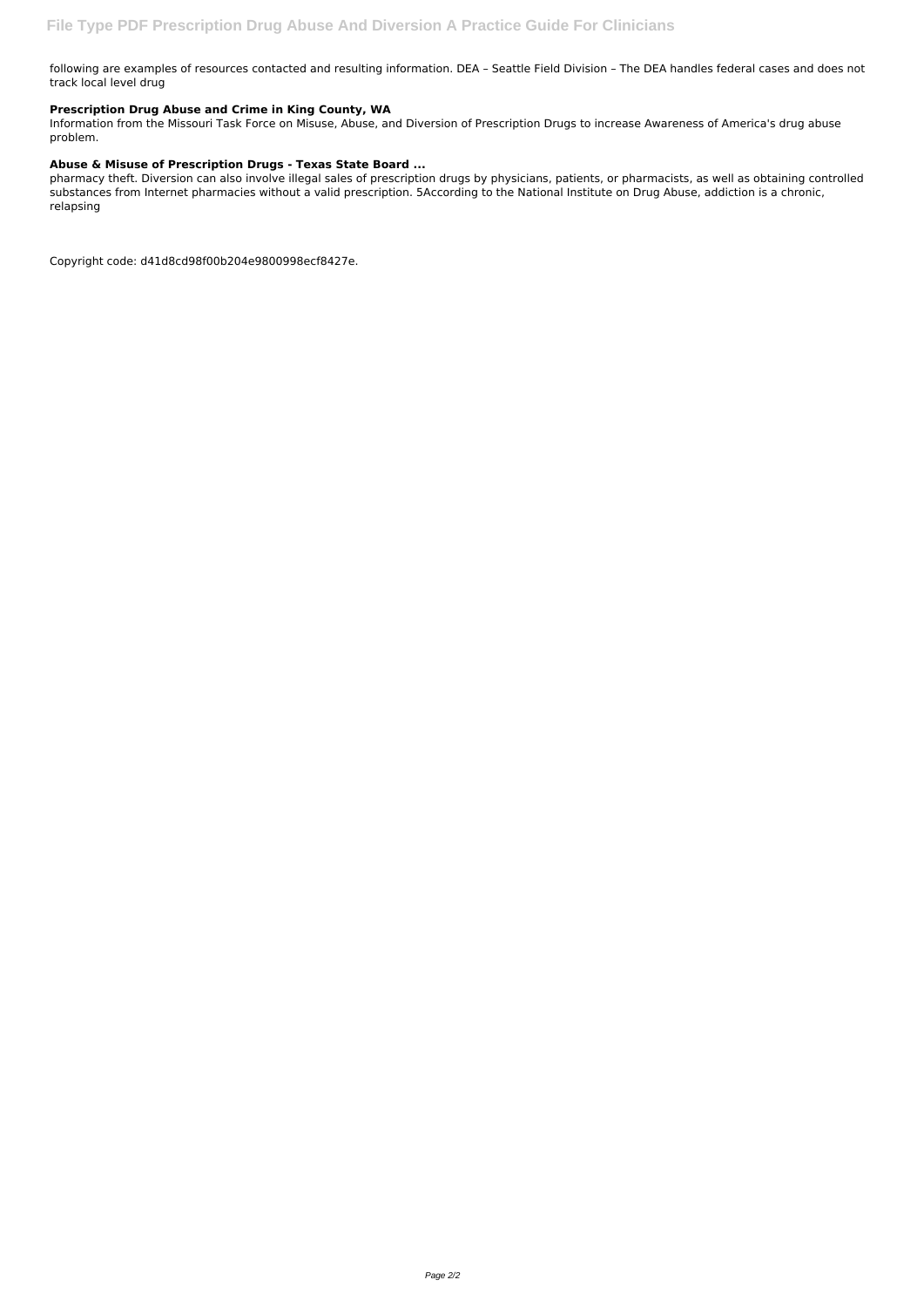following are examples of resources contacted and resulting information. DEA – Seattle Field Division – The DEA handles federal cases and does not track local level drug

### Prescription Drug Abuse and Crime in King County, WA

Information from the Missouri Task Force on Misuse, Abuse, and Diversion of Prescription Drugs to increase Awareness of America's drug abuse problem.

### Abuse & Misuse of Prescription Drugs - Texas State Board ...

pharmacy theft. Diversion can also involve illegal sales of prescription drugs by physicians, patients, or pharmacists, as well as obtaining controlled substances from Internet pharmacies without a valid prescription. 5According to the National Institute on Drug Abuse, addiction is a chronic, relapsing

Copyright code: d41d8cd98f00b204e9800998ecf8427e.